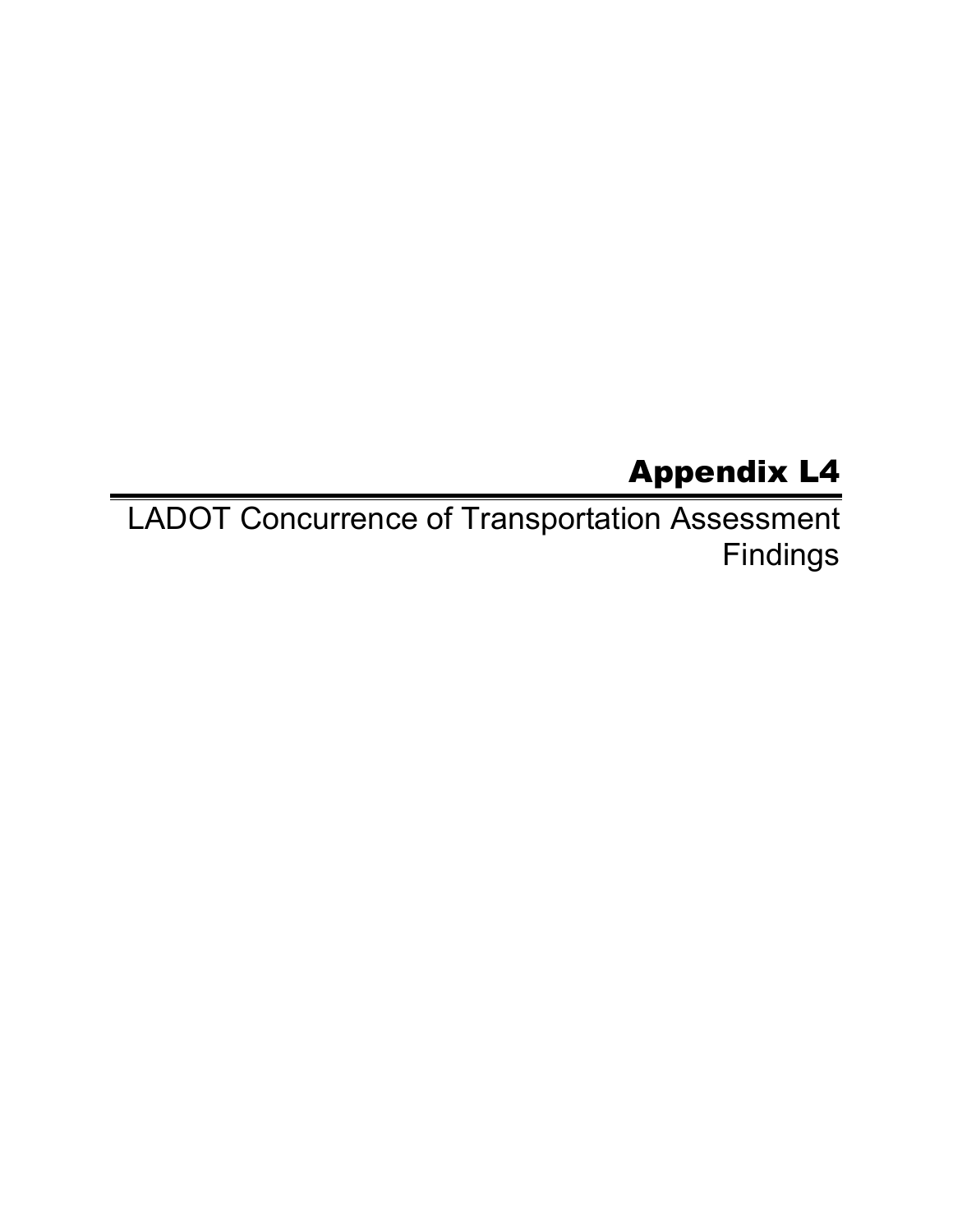# Appendix L4

LADOT Concurrence of Transportation Assessment Findings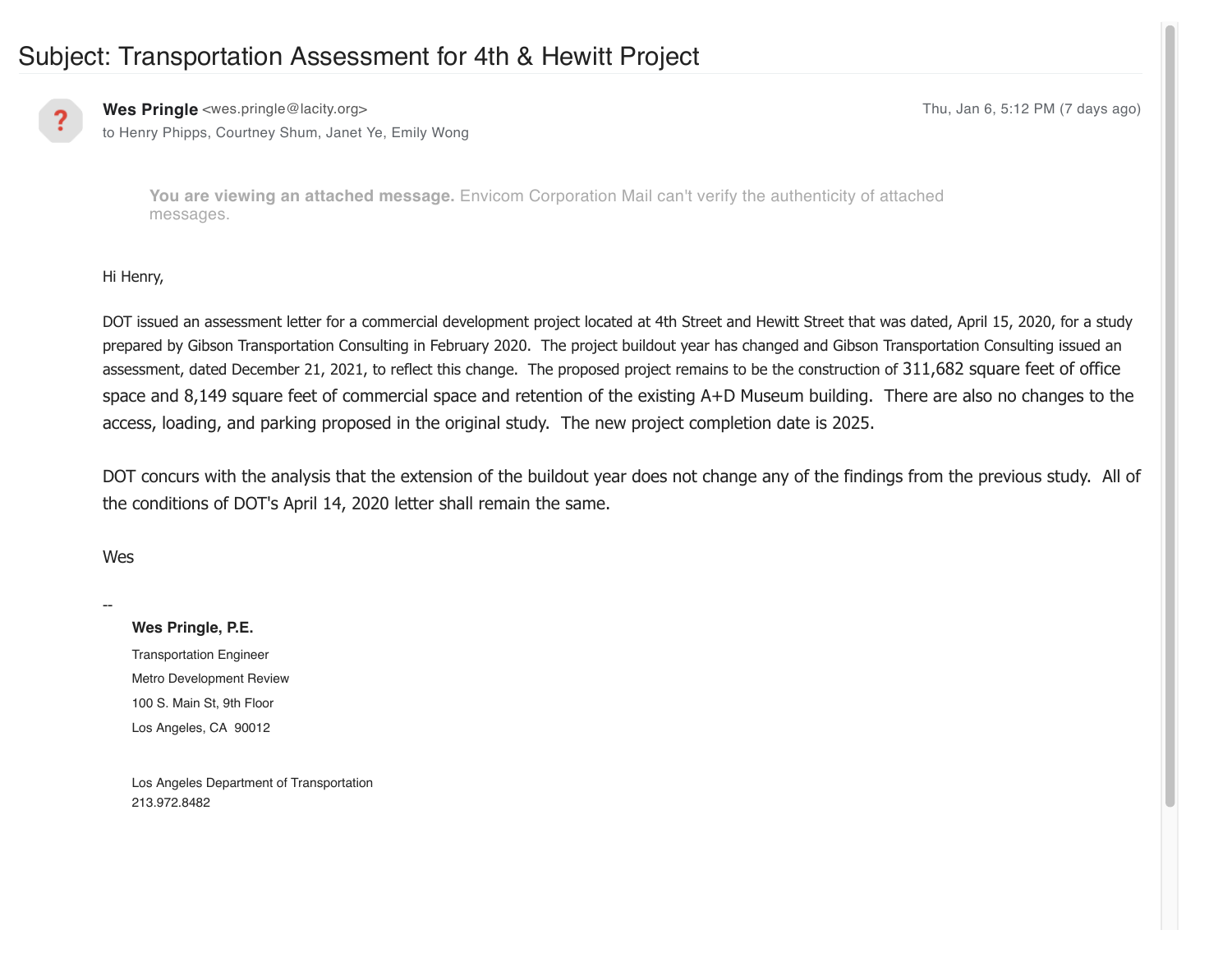# Subject: Transportation Assessment for 4th & Hewitt Project

**Wes Pringle** <wes.pringle@lacity.org>
to Henry Phipps, Courtney Shum, Janet Ye, Emily Wong

Thu, Jan 6, 5:12 PM (7 days ago)

**You are viewing an attached message.** Envicom Corporation Mail can't verify the authenticity of attached messages.

Hi Henry,

DOT issued an assessment letter for a commercial development project located at 4th Street and Hewitt Street that was dated, April 15, 2020, for a study prepared by Gibson Transportation Consulting in February 2020. The project buildout year has changed and Gibson Transportation Consulting issued an assessment, dated December 21, 2021, to reflect this change. The proposed project remains to be the construction of 311,682 square feet of office space and 8,149 square feet of commercial space and retention of the existing A+D Museum building. There are also no changes to the access, loading, and parking proposed in the original study. The new project completion date is 2025.

DOT concurs with the analysis that the extension of the buildout year does not change any of the findings from the previous study. All of the conditions of DOT's April 14, 2020 letter shall remain the same.

Wes

--

**Wes Pringle, P.E.**
Transportation Engineer
Metro Development Review
100 S. Main St, 9th Floor
Los Angeles, CA 90012

Los Angeles Department of Transportation
213.972.8482